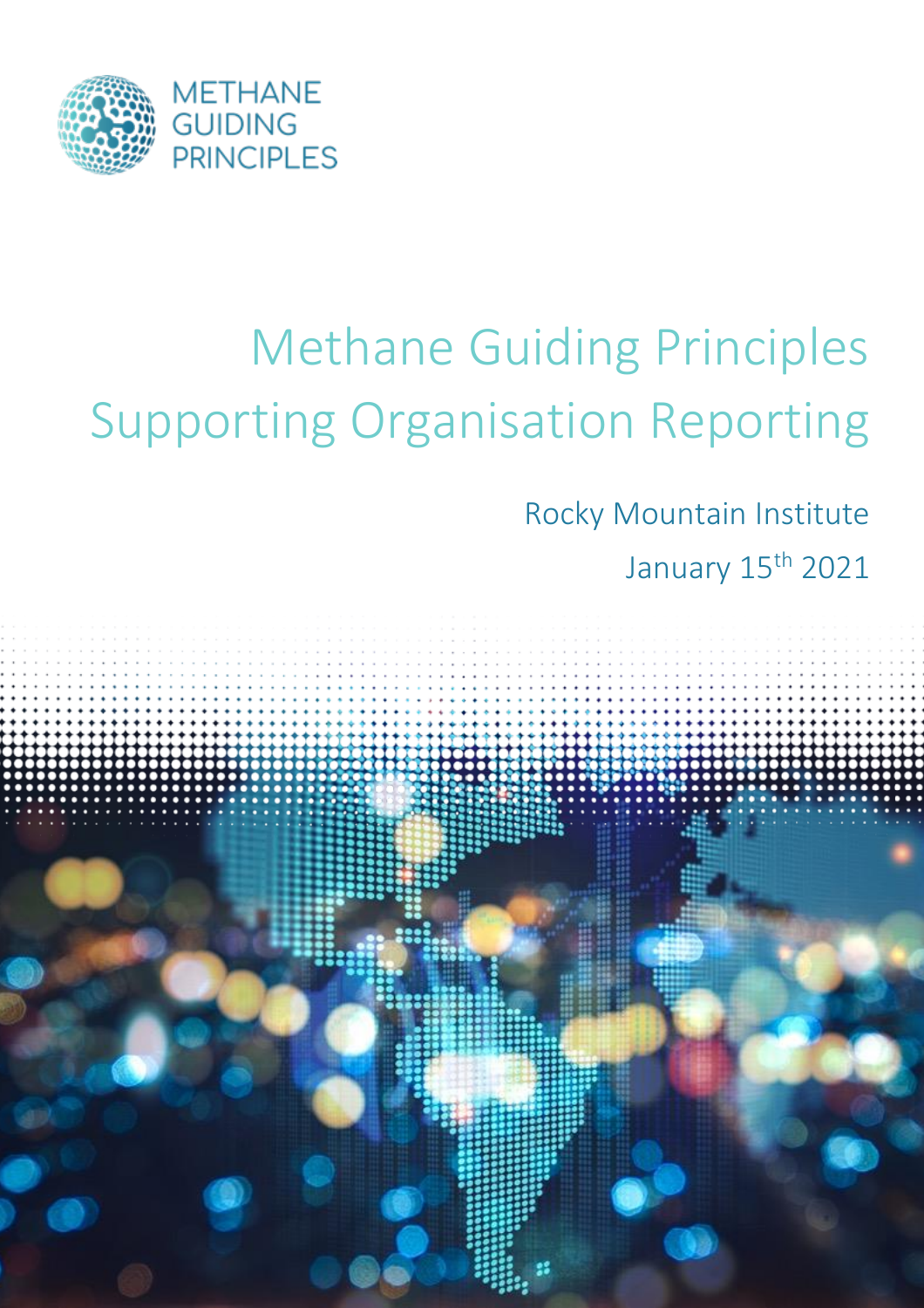METHANE GUIDING PRINCIPLES

# Methane Guiding Principles Supporting Organisation Reporting

Rocky Mountain Institute

January 15th 2021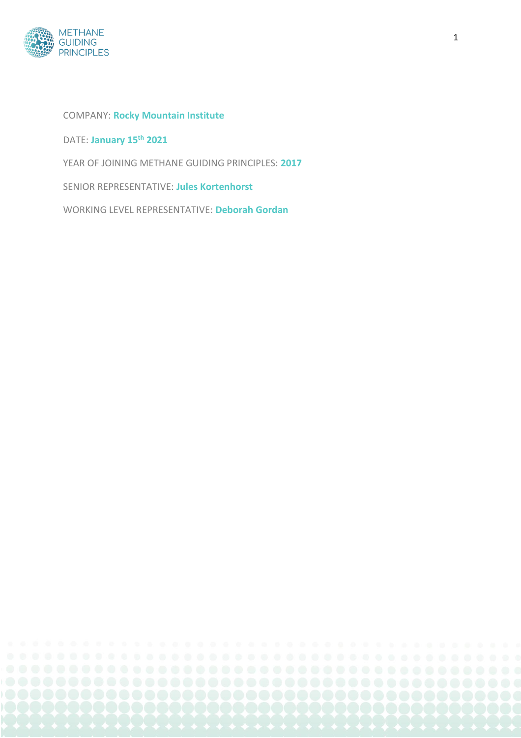COMPANY: **Rocky Mountain Institute**

DATE: **January 15th 2021**

YEAR OF JOINING METHANE GUIDING PRINCIPLES: **2017**

SENIOR REPRESENTATIVE: **Jules Kortenhorst**

WORKING LEVEL REPRESENTATIVE: **Deborah Gordan**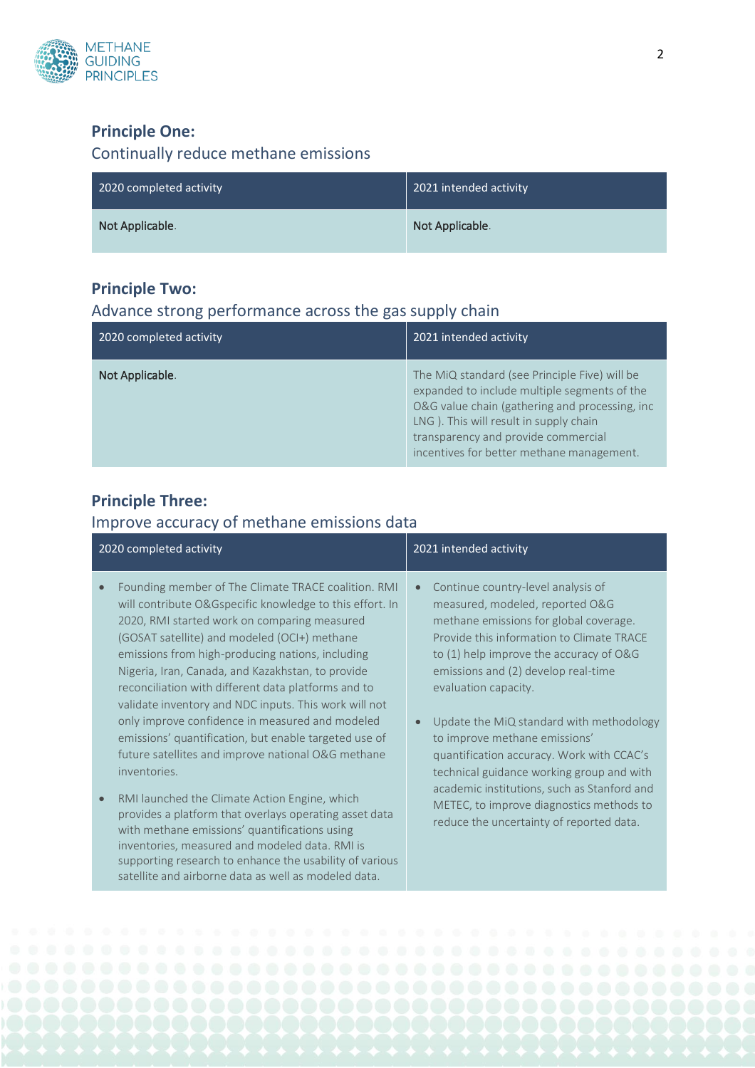## Principle One:

Continually reduce methane emissions

| 2020 completed activity | 2021 intended activity |
|---|---|
| Not Applicable. | Not Applicable. |

## Principle Two:

Advance strong performance across the gas supply chain

| 2020 completed activity | 2021 intended activity |
|---|---|
| Not Applicable. | The MiQ standard (see Principle Five) will be expanded to include multiple segments of the O&G value chain (gathering and processing, inc LNG ). This will result in supply chain transparency and provide commercial incentives for better methane management. |

## Principle Three:

Improve accuracy of methane emissions data

| 2020 completed activity | 2021 intended activity |
|---|---|
| • Founding member of The Climate TRACE coalition. RMI will contribute O&Gspecific knowledge to this effort. In 2020, RMI started work on comparing measured (GOSAT satellite) and modeled (OCI+) methane emissions from high-producing nations, including Nigeria, Iran, Canada, and Kazakhstan, to provide reconciliation with different data platforms and to validate inventory and NDC inputs. This work will not only improve confidence in measured and modeled emissions' quantification, but enable targeted use of future satellites and improve national O&G methane inventories.<br><br>• RMI launched the Climate Action Engine, which provides a platform that overlays operating asset data with methane emissions' quantifications using inventories, measured and modeled data. RMI is supporting research to enhance the usability of various satellite and airborne data as well as modeled data. | • Continue country-level analysis of measured, modeled, reported O&G methane emissions for global coverage. Provide this information to Climate TRACE to (1) help improve the accuracy of O&G emissions and (2) develop real-time evaluation capacity.<br><br>• Update the MiQ standard with methodology to improve methane emissions' quantification accuracy. Work with CCAC's technical guidance working group and with academic institutions, such as Stanford and METEC, to improve diagnostics methods to reduce the uncertainty of reported data. |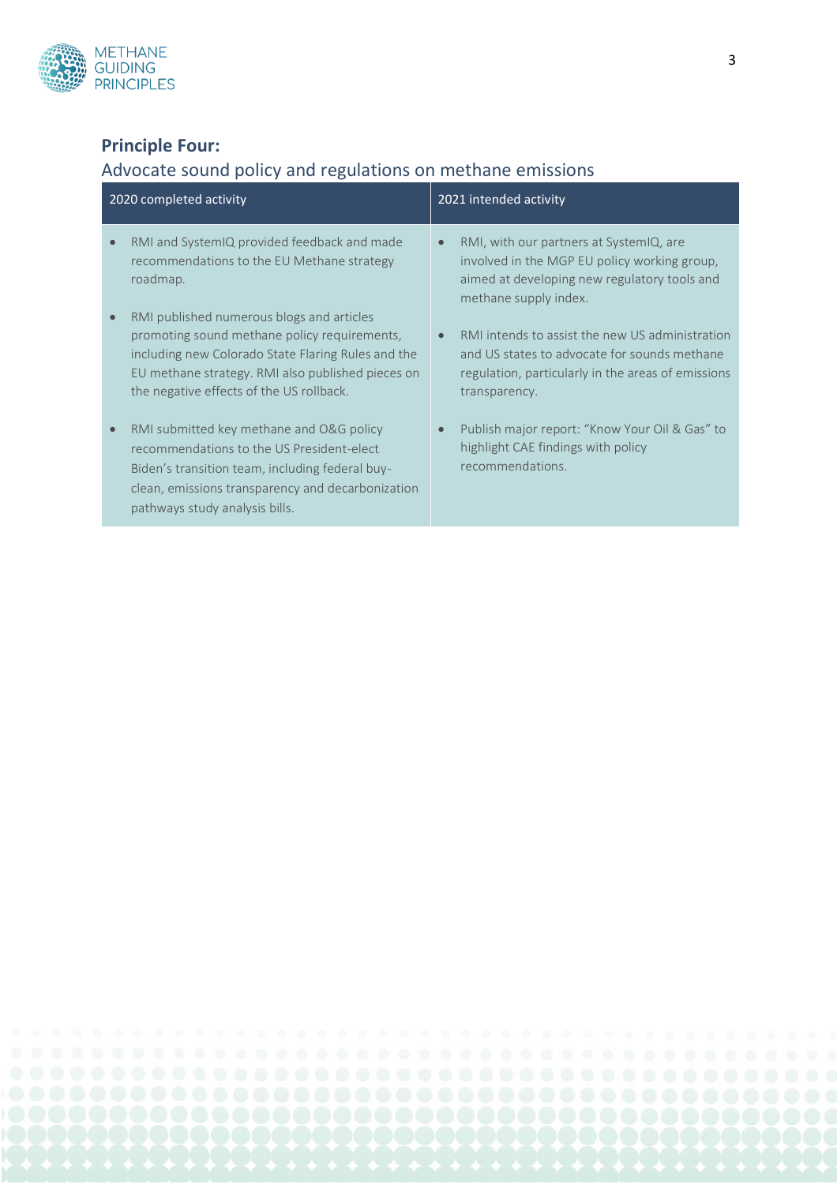## Principle Four:

Advocate sound policy and regulations on methane emissions

| 2020 completed activity | 2021 intended activity |
|---|---|
| • RMI and SystemIQ provided feedback and made recommendations to the EU Methane strategy roadmap.<br><br>• RMI published numerous blogs and articles promoting sound methane policy requirements, including new Colorado State Flaring Rules and the EU methane strategy. RMI also published pieces on the negative effects of the US rollback.<br><br>• RMI submitted key methane and O&G policy recommendations to the US President-elect Biden's transition team, including federal buy-clean, emissions transparency and decarbonization pathways study analysis bills. | • RMI, with our partners at SystemIQ, are involved in the MGP EU policy working group, aimed at developing new regulatory tools and methane supply index.<br><br>• RMI intends to assist the new US administration and US states to advocate for sounds methane regulation, particularly in the areas of emissions transparency.<br><br>• Publish major report: "Know Your Oil & Gas" to highlight CAE findings with policy recommendations. |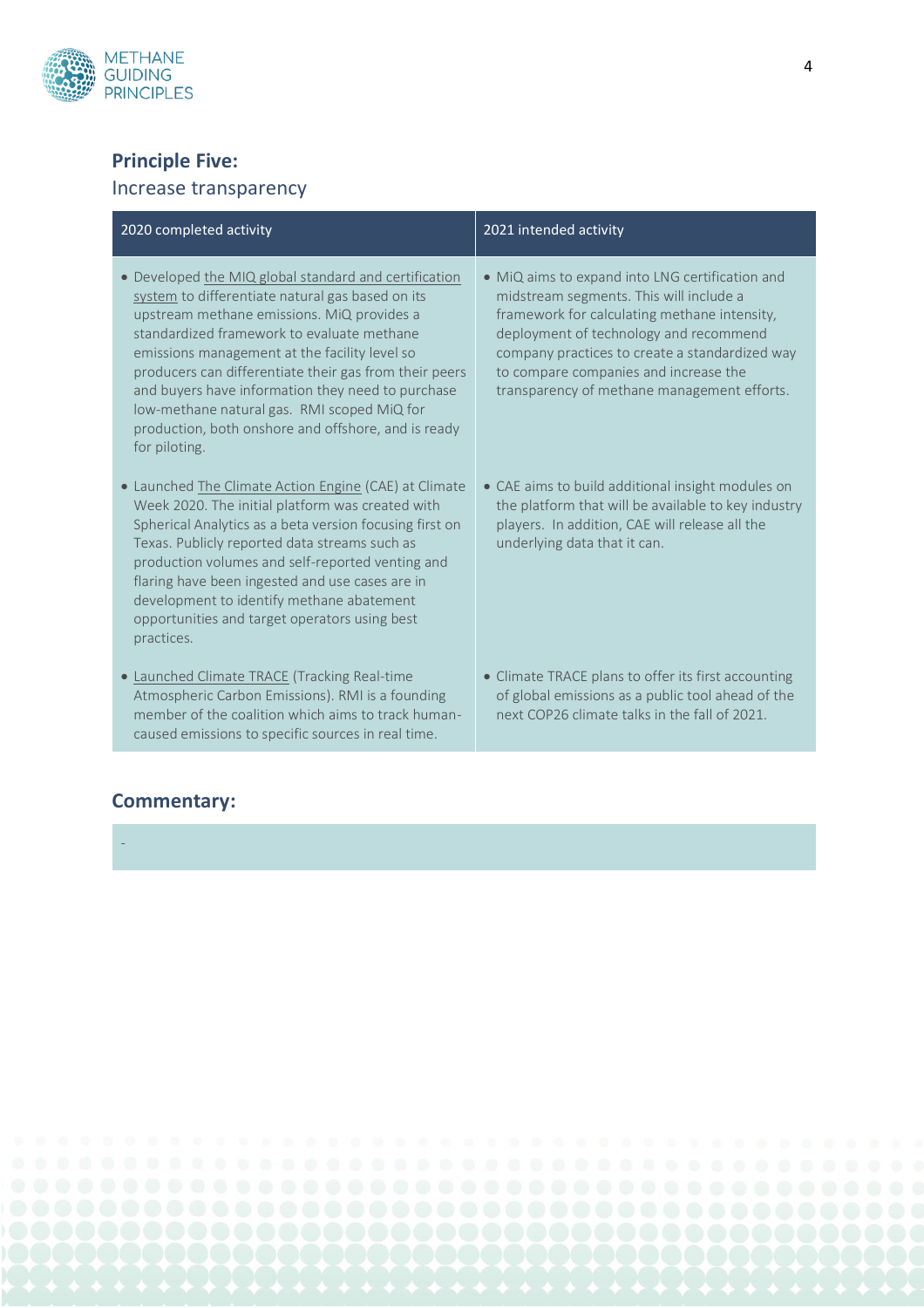## Principle Five:

Increase transparency

| 2020 completed activity | 2021 intended activity |
|---|---|
| • Developed the MIQ global standard and certification system to differentiate natural gas based on its upstream methane emissions. MiQ provides a standardized framework to evaluate methane emissions management at the facility level so producers can differentiate their gas from their peers and buyers have information they need to purchase low-methane natural gas. RMI scoped MiQ for production, both onshore and offshore, and is ready for piloting. | • MiQ aims to expand into LNG certification and midstream segments. This will include a framework for calculating methane intensity, deployment of technology and recommend company practices to create a standardized way to compare companies and increase the transparency of methane management efforts. |
| • Launched The Climate Action Engine (CAE) at Climate Week 2020. The initial platform was created with Spherical Analytics as a beta version focusing first on Texas. Publicly reported data streams such as production volumes and self-reported venting and flaring have been ingested and use cases are in development to identify methane abatement opportunities and target operators using best practices. | • CAE aims to build additional insight modules on the platform that will be available to key industry players. In addition, CAE will release all the underlying data that it can. |
| • Launched Climate TRACE (Tracking Real-time Atmospheric Carbon Emissions). RMI is a founding member of the coalition which aims to track human-caused emissions to specific sources in real time. | • Climate TRACE plans to offer its first accounting of global emissions as a public tool ahead of the next COP26 climate talks in the fall of 2021. |

## Commentary:

-